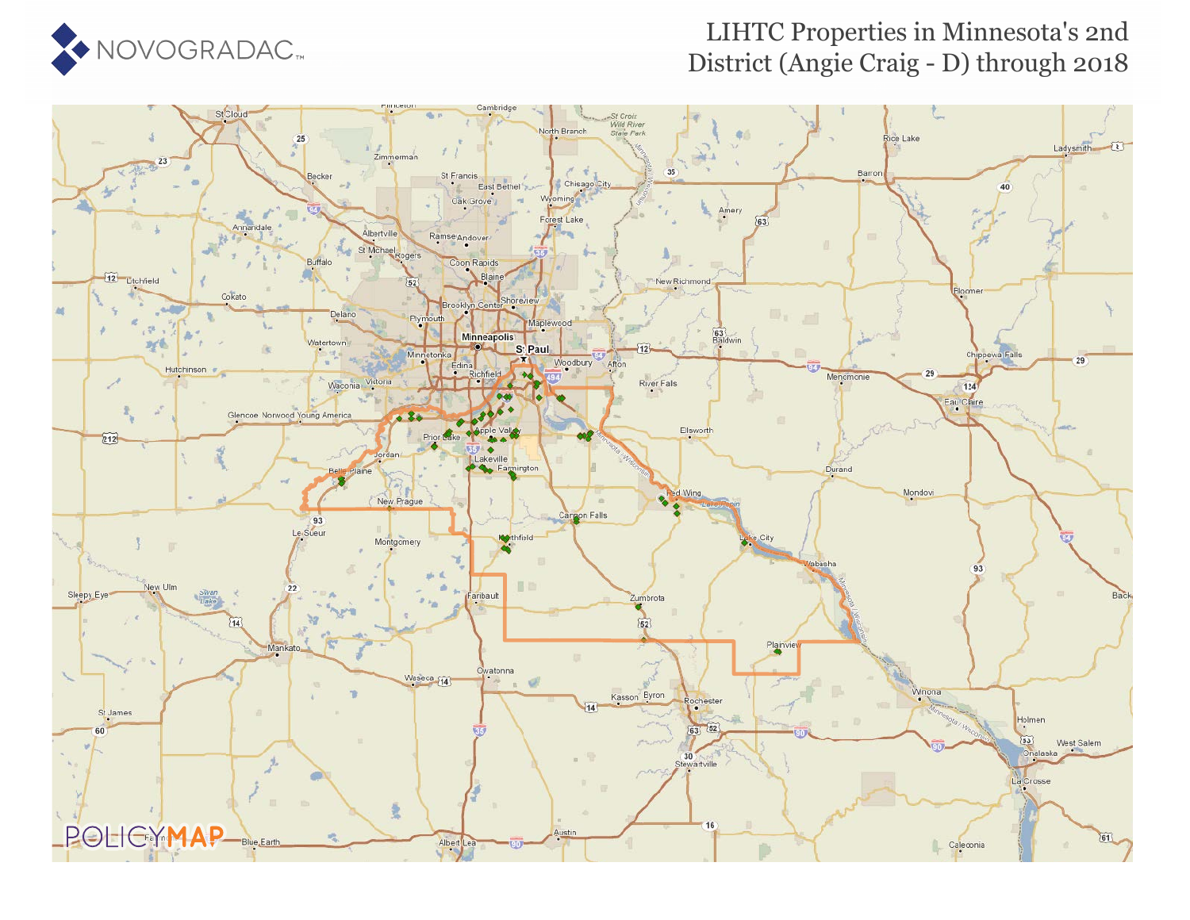# LIHTC Properties in Minnesota's 2nd District (Angie Craig - D) through 2018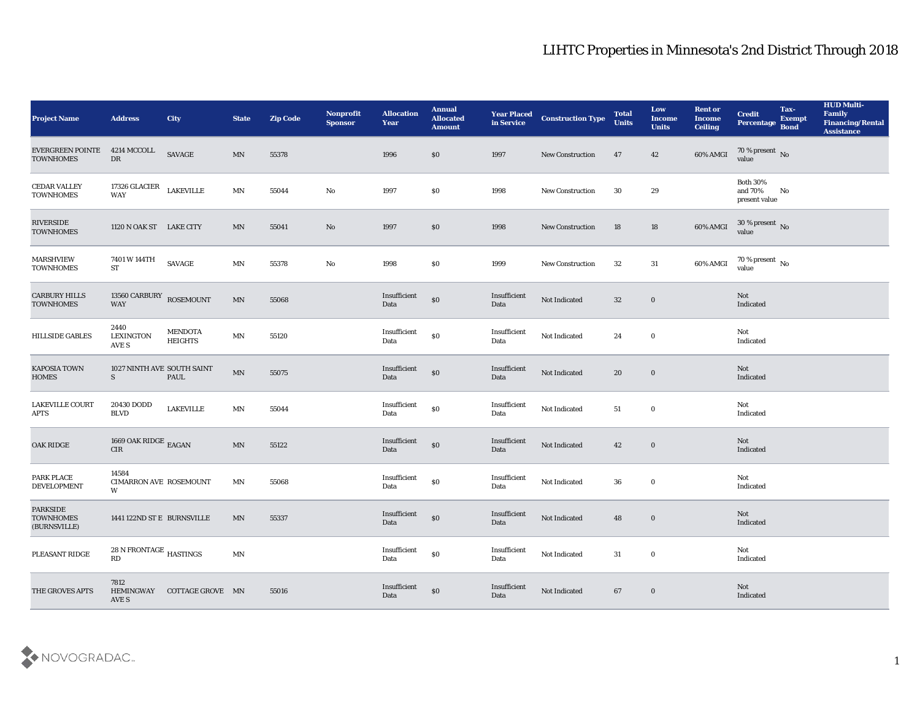# LIHTC Properties in Minnesota's 2nd District Through 2018

| Project Name | Address | City | State | Zip Code | Nonprofit Sponsor | Allocation Year | Annual Allocated Amount | Year Placed in Service | Construction Type | Total Units | Low Income Units | Rent or Income Ceiling | Credit Percentage | Tax-Exempt Bond | HUD Multi-Family Financing/Rental Assistance |
|---|---|---|---|---|---|---|---|---|---|---|---|---|---|---|---|
| EVERGREEN POINTE TOWNHOMES | 4214 MCCOLL DR | SAVAGE | MN | 55378 | | 1996 | $0 | 1997 | New Construction | 47 | 42 | 60% AMGI | 70 % present value | No | |
| CEDAR VALLEY TOWNHOMES | 17326 GLACIER WAY | LAKEVILLE | MN | 55044 | No | 1997 | $0 | 1998 | New Construction | 30 | 29 | | Both 30% and 70% present value | No | |
| RIVERSIDE TOWNHOMES | 1120 N OAK ST | LAKE CITY | MN | 55041 | No | 1997 | $0 | 1998 | New Construction | 18 | 18 | 60% AMGI | 30 % present value | No | |
| MARSHVIEW TOWNHOMES | 7401 W 144TH ST | SAVAGE | MN | 55378 | No | 1998 | $0 | 1999 | New Construction | 32 | 31 | 60% AMGI | 70 % present value | No | |
| CARBURY HILLS TOWNHOMES | 13560 CARBURY WAY | ROSEMOUNT | MN | 55068 | | Insufficient Data | $0 | Insufficient Data | Not Indicated | 32 | 0 | | Not Indicated | | |
| HILLSIDE GABLES | 2440 LEXINGTON AVE S | MENDOTA HEIGHTS | MN | 55120 | | Insufficient Data | $0 | Insufficient Data | Not Indicated | 24 | 0 | | Not Indicated | | |
| KAPOSIA TOWN HOMES | 1027 NINTH AVE S | SOUTH SAINT PAUL | MN | 55075 | | Insufficient Data | $0 | Insufficient Data | Not Indicated | 20 | 0 | | Not Indicated | | |
| LAKEVILLE COURT APTS | 20430 DODD BLVD | LAKEVILLE | MN | 55044 | | Insufficient Data | $0 | Insufficient Data | Not Indicated | 51 | 0 | | Not Indicated | | |
| OAK RIDGE | 1669 OAK RIDGE CIR | EAGAN | MN | 55122 | | Insufficient Data | $0 | Insufficient Data | Not Indicated | 42 | 0 | | Not Indicated | | |
| PARK PLACE DEVELOPMENT | 14584 CIMARRON AVE W | ROSEMOUNT | MN | 55068 | | Insufficient Data | $0 | Insufficient Data | Not Indicated | 36 | 0 | | Not Indicated | | |
| PARKSIDE TOWNHOMES (BURNSVILLE) | 1441 122ND ST E | BURNSVILLE | MN | 55337 | | Insufficient Data | $0 | Insufficient Data | Not Indicated | 48 | 0 | | Not Indicated | | |
| PLEASANT RIDGE | 28 N FRONTAGE RD | HASTINGS | MN | | | Insufficient Data | $0 | Insufficient Data | Not Indicated | 31 | 0 | | Not Indicated | | |
| THE GROVES APTS | 7812 HEMINGWAY AVE S | COTTAGE GROVE | MN | 55016 | | Insufficient Data | $0 | Insufficient Data | Not Indicated | 67 | 0 | | Not Indicated | | |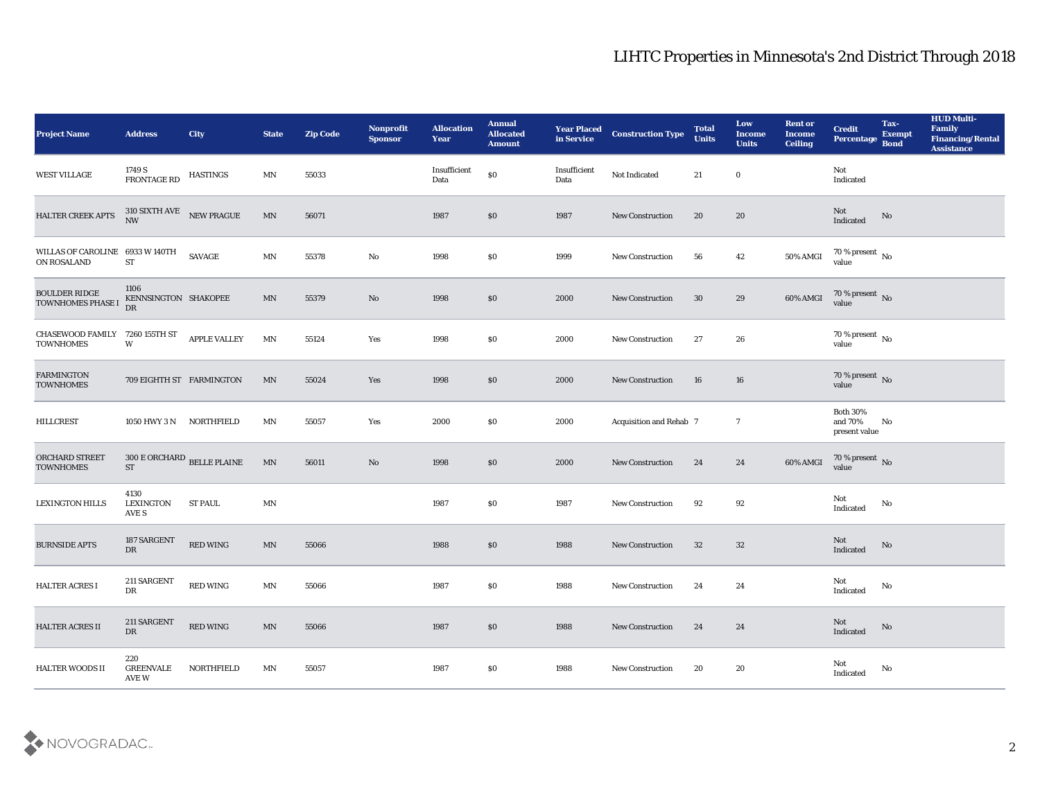| Project Name | Address | City | State | Zip Code | Nonprofit Sponsor | Allocation Year | Annual Allocated Amount | Year Placed in Service | Construction Type | Total Units | Low Income Units | Rent or Income Ceiling | Credit Percentage | Tax-Exempt Bond | HUD Multi-Family Financing/Rental Assistance |
|---|---|---|---|---|---|---|---|---|---|---|---|---|---|---|---|
| WEST VILLAGE | 1749 S FRONTAGE RD | HASTINGS | MN | 55033 | | Insufficient Data | $0 | Insufficient Data | Not Indicated | 21 | 0 | | Not Indicated | | |
| HALTER CREEK APTS | 310 SIXTH AVE NW | NEW PRAGUE | MN | 56071 | | 1987 | $0 | 1987 | New Construction | 20 | 20 | | Not Indicated | No | |
| WILLAS OF CAROLINE ON ROSALAND | 6933 W 140TH ST | SAVAGE | MN | 55378 | No | 1998 | $0 | 1999 | New Construction | 56 | 42 | 50% AMGI | 70 % present value | No | |
| BOULDER RIDGE TOWNHOMES PHASE I | 1106 KENNSINGTON DR | SHAKOPEE | MN | 55379 | No | 1998 | $0 | 2000 | New Construction | 30 | 29 | 60% AMGI | 70 % present value | No | |
| CHASEWOOD FAMILY TOWNHOMES | 7260 155TH ST W | APPLE VALLEY | MN | 55124 | Yes | 1998 | $0 | 2000 | New Construction | 27 | 26 | | 70 % present value | No | |
| FARMINGTON TOWNHOMES | 709 EIGHTH ST | FARMINGTON | MN | 55024 | Yes | 1998 | $0 | 2000 | New Construction | 16 | 16 | | 70 % present value | No | |
| HILLCREST | 1050 HWY 3 N | NORTHFIELD | MN | 55057 | Yes | 2000 | $0 | 2000 | Acquisition and Rehab | 7 | 7 | | Both 30% and 70% present value | No | |
| ORCHARD STREET TOWNHOMES | 300 E ORCHARD ST | BELLE PLAINE | MN | 56011 | No | 1998 | $0 | 2000 | New Construction | 24 | 24 | 60% AMGI | 70 % present value | No | |
| LEXINGTON HILLS | 4130 LEXINGTON AVE S | ST PAUL | MN | | | 1987 | $0 | 1987 | New Construction | 92 | 92 | | Not Indicated | No | |
| BURNSIDE APTS | 187 SARGENT DR | RED WING | MN | 55066 | | 1988 | $0 | 1988 | New Construction | 32 | 32 | | Not Indicated | No | |
| HALTER ACRES I | 211 SARGENT DR | RED WING | MN | 55066 | | 1987 | $0 | 1988 | New Construction | 24 | 24 | | Not Indicated | No | |
| HALTER ACRES II | 211 SARGENT DR | RED WING | MN | 55066 | | 1987 | $0 | 1988 | New Construction | 24 | 24 | | Not Indicated | No | |
| HALTER WOODS II | 220 GREENVALE AVE W | NORTHFIELD | MN | 55057 | | 1987 | $0 | 1988 | New Construction | 20 | 20 | | Not Indicated | No | |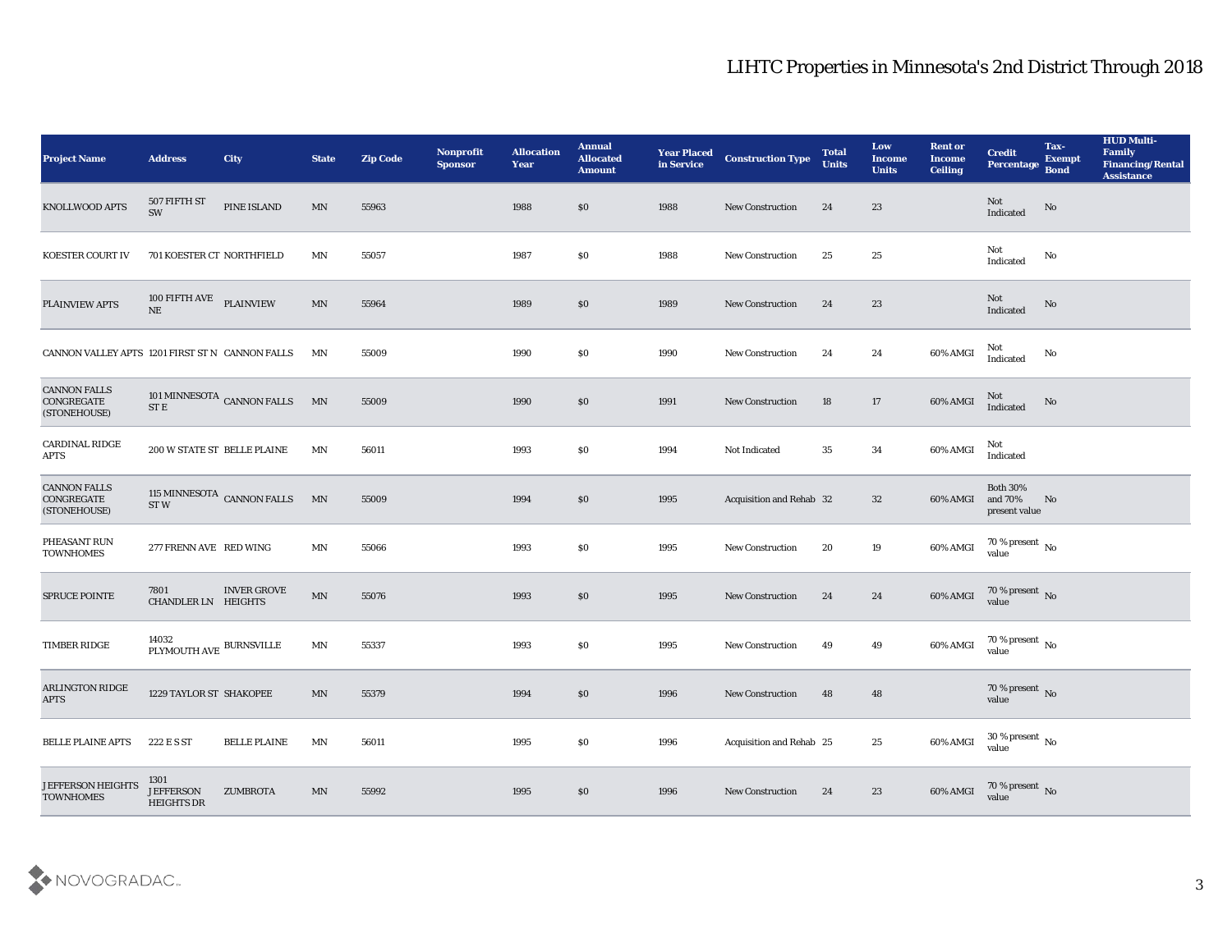# LIHTC Properties in Minnesota's 2nd District Through 2018

| Project Name | Address | City | State | Zip Code | Nonprofit Sponsor | Allocation Year | Annual Allocated Amount | Year Placed in Service | Construction Type | Total Units | Low Income Units | Rent or Income Ceiling | Credit Percentage | Tax-Exempt Bond | HUD Multi-Family Financing/Rental Assistance |
|---|---|---|---|---|---|---|---|---|---|---|---|---|---|---|---|
| KNOLLWOOD APTS | 507 FIFTH ST SW | PINE ISLAND | MN | 55963 | | 1988 | $0 | 1988 | New Construction | 24 | 23 | | Not Indicated | No | |
| KOESTER COURT IV | 701 KOESTER CT | NORTHFIELD | MN | 55057 | | 1987 | $0 | 1988 | New Construction | 25 | 25 | | Not Indicated | No | |
| PLAINVIEW APTS | 100 FIFTH AVE NE | PLAINVIEW | MN | 55964 | | 1989 | $0 | 1989 | New Construction | 24 | 23 | | Not Indicated | No | |
| CANNON VALLEY APTS | 1201 FIRST ST N | CANNON FALLS | MN | 55009 | | 1990 | $0 | 1990 | New Construction | 24 | 24 | 60% AMGI | Not Indicated | No | |
| CANNON FALLS CONGREGATE (STONEHOUSE) | 101 MINNESOTA ST E | CANNON FALLS | MN | 55009 | | 1990 | $0 | 1991 | New Construction | 18 | 17 | 60% AMGI | Not Indicated | No | |
| CARDINAL RIDGE APTS | 200 W STATE ST | BELLE PLAINE | MN | 56011 | | 1993 | $0 | 1994 | Not Indicated | 35 | 34 | 60% AMGI | Not Indicated | | |
| CANNON FALLS CONGREGATE (STONEHOUSE) | 115 MINNESOTA ST W | CANNON FALLS | MN | 55009 | | 1994 | $0 | 1995 | Acquisition and Rehab | 32 | 32 | 60% AMGI | Both 30% and 70% present value | No | |
| PHEASANT RUN TOWNHOMES | 277 FRENN AVE | RED WING | MN | 55066 | | 1993 | $0 | 1995 | New Construction | 20 | 19 | 60% AMGI | 70 % present value | No | |
| SPRUCE POINTE | 7801 CHANDLER LN | INVER GROVE HEIGHTS | MN | 55076 | | 1993 | $0 | 1995 | New Construction | 24 | 24 | 60% AMGI | 70 % present value | No | |
| TIMBER RIDGE | 14032 PLYMOUTH AVE | BURNSVILLE | MN | 55337 | | 1993 | $0 | 1995 | New Construction | 49 | 49 | 60% AMGI | 70 % present value | No | |
| ARLINGTON RIDGE APTS | 1229 TAYLOR ST | SHAKOPEE | MN | 55379 | | 1994 | $0 | 1996 | New Construction | 48 | 48 | | 70 % present value | No | |
| BELLE PLAINE APTS | 222 E S ST | BELLE PLAINE | MN | 56011 | | 1995 | $0 | 1996 | Acquisition and Rehab | 25 | 25 | 60% AMGI | 30 % present value | No | |
| JEFFERSON HEIGHTS TOWNHOMES | 1301 JEFFERSON HEIGHTS DR | ZUMBROTA | MN | 55992 | | 1995 | $0 | 1996 | New Construction | 24 | 23 | 60% AMGI | 70 % present value | No | |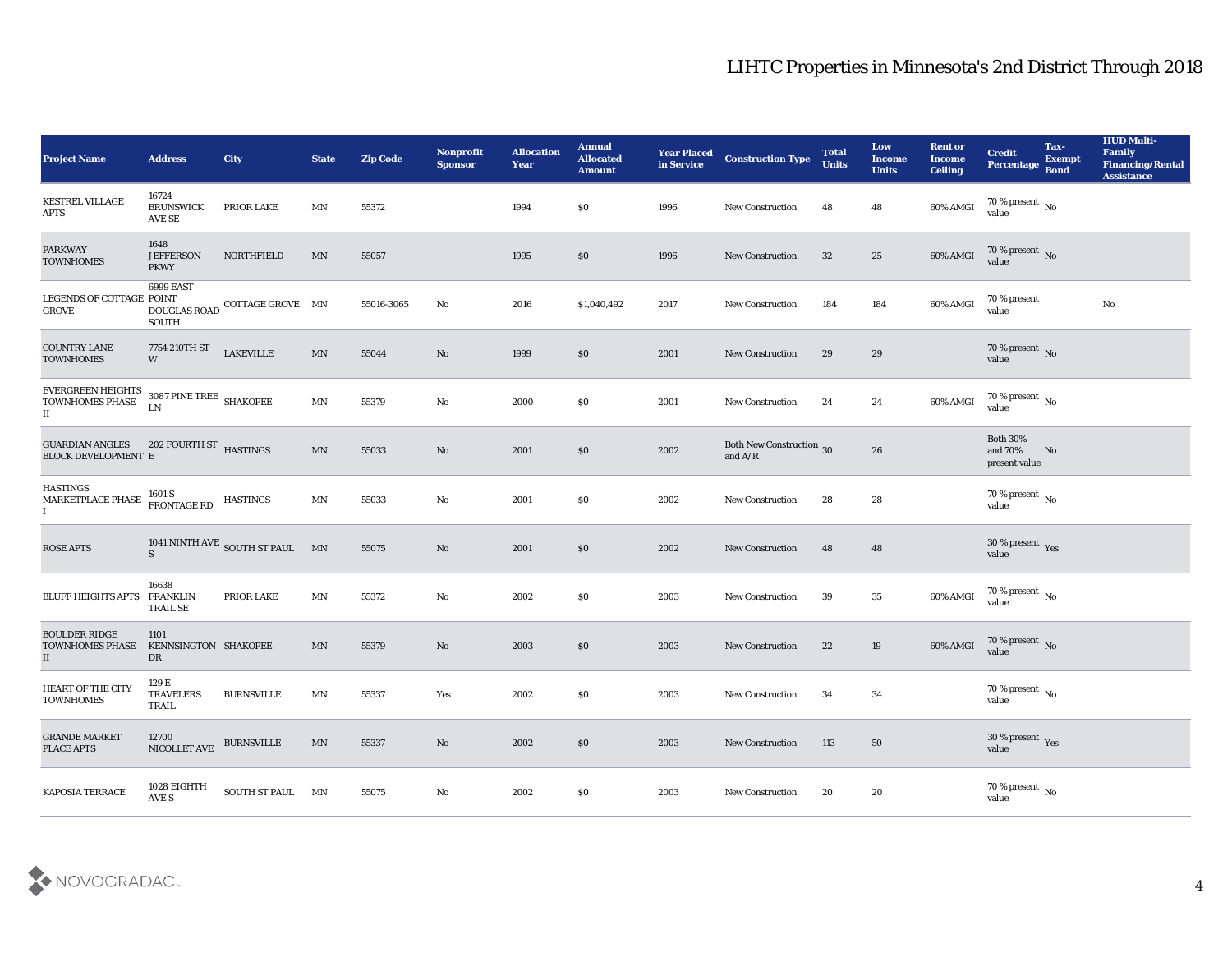# LIHTC Properties in Minnesota's 2nd District Through 2018

| Project Name | Address | City | State | Zip Code | Nonprofit Sponsor | Allocation Year | Annual Allocated Amount | Year Placed in Service | Construction Type | Total Units | Low Income Units | Rent or Income Ceiling | Credit Percentage | Tax-Exempt Bond | HUD Multi-Family Financing/Rental Assistance |
|---|---|---|---|---|---|---|---|---|---|---|---|---|---|---|---|
| KESTREL VILLAGE APTS | 16724 BRUNSWICK AVE SE | PRIOR LAKE | MN | 55372 | | 1994 | $0 | 1996 | New Construction | 48 | 48 | 60% AMGI | 70 % present value | No | |
| PARKWAY TOWNHOMES | 1648 JEFFERSON PKWY | NORTHFIELD | MN | 55057 | | 1995 | $0 | 1996 | New Construction | 32 | 25 | 60% AMGI | 70 % present value | No | |
| LEGENDS OF COTTAGE GROVE | 6999 EAST POINT DOUGLAS ROAD SOUTH | COTTAGE GROVE | MN | 55016-3065 | No | 2016 | $1,040,492 | 2017 | New Construction | 184 | 184 | 60% AMGI | 70 % present value | | No |
| COUNTRY LANE TOWNHOMES | 7754 210TH ST W | LAKEVILLE | MN | 55044 | No | 1999 | $0 | 2001 | New Construction | 29 | 29 | | 70 % present value | No | |
| EVERGREEN HEIGHTS TOWNHOMES PHASE II | 3087 PINE TREE LN | SHAKOPEE | MN | 55379 | No | 2000 | $0 | 2001 | New Construction | 24 | 24 | 60% AMGI | 70 % present value | No | |
| GUARDIAN ANGLES BLOCK DEVELOPMENT | 202 FOURTH ST E | HASTINGS | MN | 55033 | No | 2001 | $0 | 2002 | Both New Construction and A/R | 30 | 26 | | Both 30% and 70% present value | No | |
| HASTINGS MARKETPLACE PHASE I | 1601 S FRONTAGE RD | HASTINGS | MN | 55033 | No | 2001 | $0 | 2002 | New Construction | 28 | 28 | | 70 % present value | No | |
| ROSE APTS | 1041 NINTH AVE S | SOUTH ST PAUL | MN | 55075 | No | 2001 | $0 | 2002 | New Construction | 48 | 48 | | 30 % present value | Yes | |
| BLUFF HEIGHTS APTS | 16638 FRANKLIN TRAIL SE | PRIOR LAKE | MN | 55372 | No | 2002 | $0 | 2003 | New Construction | 39 | 35 | 60% AMGI | 70 % present value | No | |
| BOULDER RIDGE TOWNHOMES PHASE II | 1101 KENNSINGTON DR | SHAKOPEE | MN | 55379 | No | 2003 | $0 | 2003 | New Construction | 22 | 19 | 60% AMGI | 70 % present value | No | |
| HEART OF THE CITY TOWNHOMES | 129 E TRAVELERS TRAIL | BURNSVILLE | MN | 55337 | Yes | 2002 | $0 | 2003 | New Construction | 34 | 34 | | 70 % present value | No | |
| GRANDE MARKET PLACE APTS | 12700 NICOLLET AVE | BURNSVILLE | MN | 55337 | No | 2002 | $0 | 2003 | New Construction | 113 | 50 | | 30 % present value | Yes | |
| KAPOSIA TERRACE | 1028 EIGHTH AVE S | SOUTH ST PAUL | MN | 55075 | No | 2002 | $0 | 2003 | New Construction | 20 | 20 | | 70 % present value | No | |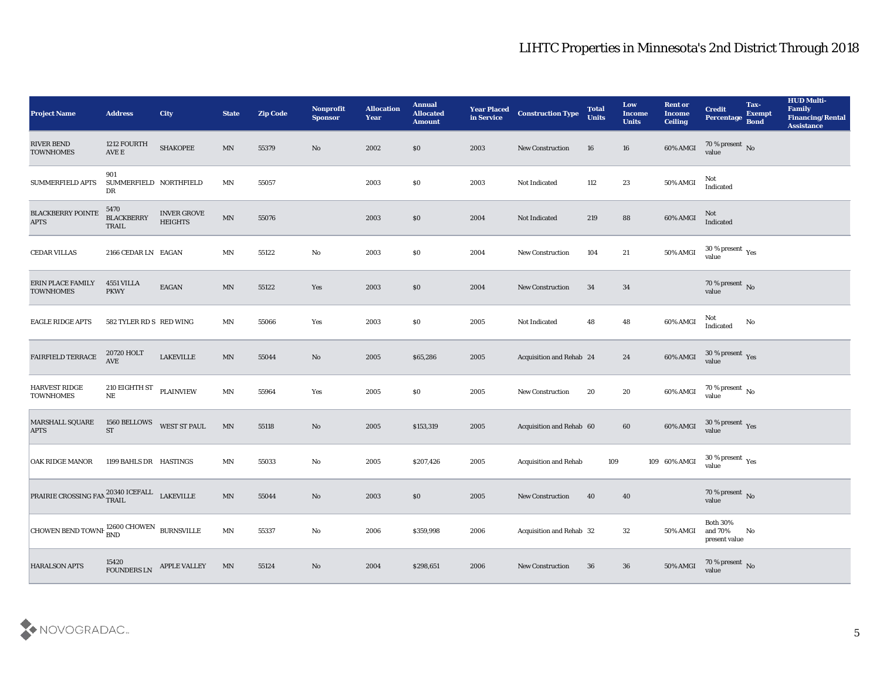# LIHTC Properties in Minnesota's 2nd District Through 2018

| Project Name | Address | City | State | Zip Code | Nonprofit Sponsor | Allocation Year | Annual Allocated Amount | Year Placed in Service | Construction Type | Total Units | Low Income Units | Rent or Income Ceiling | Credit Percentage | Tax-Exempt Bond | HUD Multi-Family Financing/Rental Assistance |
|---|---|---|---|---|---|---|---|---|---|---|---|---|---|---|---|
| RIVER BEND TOWNHOMES | 1212 FOURTH AVE E | SHAKOPEE | MN | 55379 | No | 2002 | $0 | 2003 | New Construction | 16 | 16 | 60% AMGI | 70 % present value | No | |
| SUMMERFIELD APTS | 901 SUMMERFIELD DR | NORTHFIELD | MN | 55057 | | 2003 | $0 | 2003 | Not Indicated | 112 | 23 | 50% AMGI | Not Indicated | | |
| BLACKBERRY POINTE APTS | 5470 BLACKBERRY TRAIL | INVER GROVE HEIGHTS | MN | 55076 | | 2003 | $0 | 2004 | Not Indicated | 219 | 88 | 60% AMGI | Not Indicated | | |
| CEDAR VILLAS | 2166 CEDAR LN | EAGAN | MN | 55122 | No | 2003 | $0 | 2004 | New Construction | 104 | 21 | 50% AMGI | 30 % present value | Yes | |
| ERIN PLACE FAMILY TOWNHOMES | 4551 VILLA PKWY | EAGAN | MN | 55122 | Yes | 2003 | $0 | 2004 | New Construction | 34 | 34 | | 70 % present value | No | |
| EAGLE RIDGE APTS | 582 TYLER RD S | RED WING | MN | 55066 | Yes | 2003 | $0 | 2005 | Not Indicated | 48 | 48 | 60% AMGI | Not Indicated | No | |
| FAIRFIELD TERRACE | 20720 HOLT AVE | LAKEVILLE | MN | 55044 | No | 2005 | $65,286 | 2005 | Acquisition and Rehab | 24 | 24 | 60% AMGI | 30 % present value | Yes | |
| HARVEST RIDGE TOWNHOMES | 210 EIGHTH ST NE | PLAINVIEW | MN | 55964 | Yes | 2005 | $0 | 2005 | New Construction | 20 | 20 | 60% AMGI | 70 % present value | No | |
| MARSHALL SQUARE APTS | 1560 BELLOWS ST | WEST ST PAUL | MN | 55118 | No | 2005 | $153,319 | 2005 | Acquisition and Rehab | 60 | 60 | 60% AMGI | 30 % present value | Yes | |
| OAK RIDGE MANOR | 1199 BAHLS DR | HASTINGS | MN | 55033 | No | 2005 | $207,426 | 2005 | Acquisition and Rehab | 109 | 109 | 60% AMGI | 30 % present value | Yes | |
| PRAIRIE CROSSING FAM | 20340 ICEFALL TRAIL | LAKEVILLE | MN | 55044 | No | 2003 | $0 | 2005 | New Construction | 40 | 40 | | 70 % present value | No | |
| CHOWEN BEND TOWNH | 12600 CHOWEN BND | BURNSVILLE | MN | 55337 | No | 2006 | $359,998 | 2006 | Acquisition and Rehab | 32 | 32 | 50% AMGI | Both 30% and 70% present value | No | |
| HARALSON APTS | 15420 FOUNDERS LN | APPLE VALLEY | MN | 55124 | No | 2004 | $298,651 | 2006 | New Construction | 36 | 36 | 50% AMGI | 70 % present value | No | |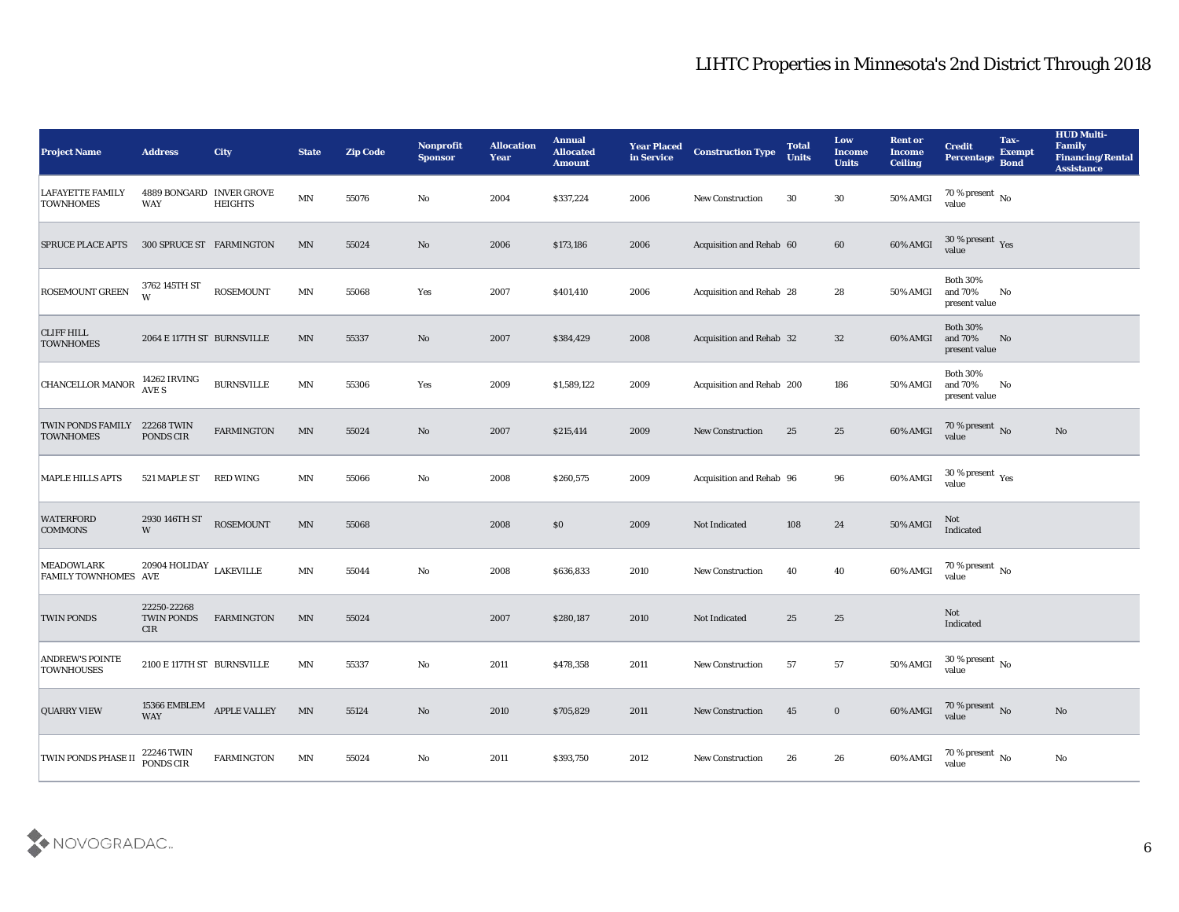# LIHTC Properties in Minnesota's 2nd District Through 2018

| Project Name | Address | City | State | Zip Code | Nonprofit Sponsor | Allocation Year | Annual Allocated Amount | Year Placed in Service | Construction Type | Total Units | Low Income Units | Rent or Income Ceiling | Credit Percentage | Tax-Exempt Bond | HUD Multi-Family Financing/Rental Assistance |
|---|---|---|---|---|---|---|---|---|---|---|---|---|---|---|---|
| LAFAYETTE FAMILY TOWNHOMES | 4889 BONGARD WAY | INVER GROVE HEIGHTS | MN | 55076 | No | 2004 | $337,224 | 2006 | New Construction | 30 | 30 | 50% AMGI | 70 % present value | No | |
| SPRUCE PLACE APTS | 300 SPRUCE ST | FARMINGTON | MN | 55024 | No | 2006 | $173,186 | 2006 | Acquisition and Rehab | 60 | 60 | 60% AMGI | 30 % present value | Yes | |
| ROSEMOUNT GREEN | 3762 145TH ST W | ROSEMOUNT | MN | 55068 | Yes | 2007 | $401,410 | 2006 | Acquisition and Rehab | 28 | 28 | 50% AMGI | Both 30% and 70% present value | No | |
| CLIFF HILL TOWNHOMES | 2064 E 117TH ST | BURNSVILLE | MN | 55337 | No | 2007 | $384,429 | 2008 | Acquisition and Rehab | 32 | 32 | 60% AMGI | Both 30% and 70% present value | No | |
| CHANCELLOR MANOR | 14262 IRVING AVE S | BURNSVILLE | MN | 55306 | Yes | 2009 | $1,589,122 | 2009 | Acquisition and Rehab | 200 | 186 | 50% AMGI | Both 30% and 70% present value | No | |
| TWIN PONDS FAMILY TOWNHOMES | 22268 TWIN PONDS CIR | FARMINGTON | MN | 55024 | No | 2007 | $215,414 | 2009 | New Construction | 25 | 25 | 60% AMGI | 70 % present value | No | No |
| MAPLE HILLS APTS | 521 MAPLE ST | RED WING | MN | 55066 | No | 2008 | $260,575 | 2009 | Acquisition and Rehab | 96 | 96 | 60% AMGI | 30 % present value | Yes | |
| WATERFORD COMMONS | 2930 146TH ST W | ROSEMOUNT | MN | 55068 | | 2008 | $0 | 2009 | Not Indicated | 108 | 24 | 50% AMGI | Not Indicated | | |
| MEADOWLARK FAMILY TOWNHOMES | 20904 HOLIDAY AVE | LAKEVILLE | MN | 55044 | No | 2008 | $636,833 | 2010 | New Construction | 40 | 40 | 60% AMGI | 70 % present value | No | |
| TWIN PONDS | 22250-22268 TWIN PONDS CIR | FARMINGTON | MN | 55024 | | 2007 | $280,187 | 2010 | Not Indicated | 25 | 25 | | Not Indicated | | |
| ANDREW'S POINTE TOWNHOUSES | 2100 E 117TH ST | BURNSVILLE | MN | 55337 | No | 2011 | $478,358 | 2011 | New Construction | 57 | 57 | 50% AMGI | 30 % present value | No | |
| QUARRY VIEW | 15366 EMBLEM WAY | APPLE VALLEY | MN | 55124 | No | 2010 | $705,829 | 2011 | New Construction | 45 | 0 | 60% AMGI | 70 % present value | No | No |
| TWIN PONDS PHASE II | 22246 TWIN PONDS CIR | FARMINGTON | MN | 55024 | No | 2011 | $393,750 | 2012 | New Construction | 26 | 26 | 60% AMGI | 70 % present value | No | No |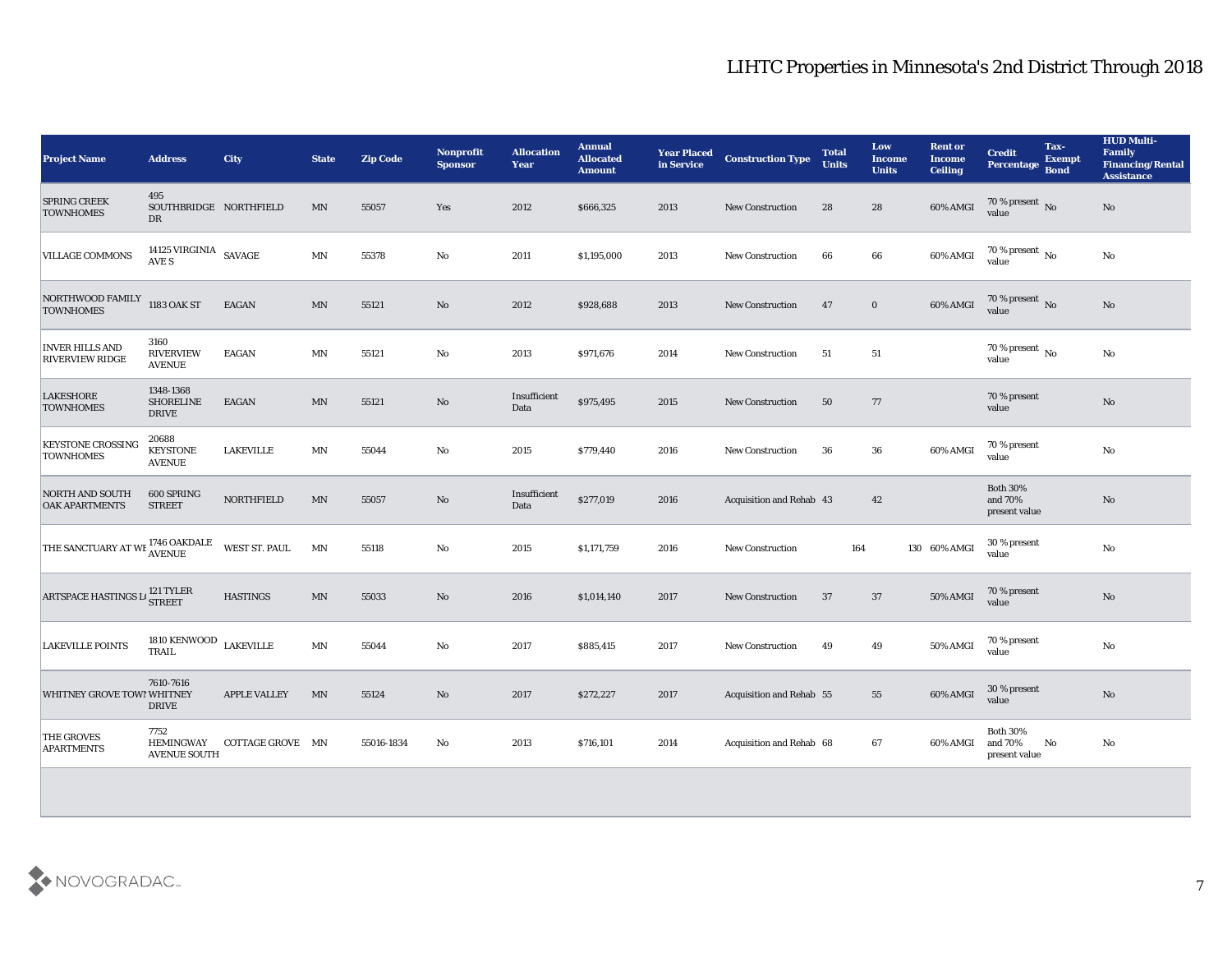# LIHTC Properties in Minnesota's 2nd District Through 2018

| Project Name | Address | City | State | Zip Code | Nonprofit Sponsor | Allocation Year | Annual Allocated Amount | Year Placed in Service | Construction Type | Total Units | Low Income Units | Rent or Income Ceiling | Credit Percentage | Tax-Exempt Bond | HUD Multi-Family Financing/Rental Assistance |
|---|---|---|---|---|---|---|---|---|---|---|---|---|---|---|---|
| SPRING CREEK TOWNHOMES | 495 SOUTHBRIDGE DR | NORTHFIELD | MN | 55057 | Yes | 2012 | $666,325 | 2013 | New Construction | 28 | 28 | 60% AMGI | 70 % present value | No | No |
| VILLAGE COMMONS | 14125 VIRGINIA AVE S | SAVAGE | MN | 55378 | No | 2011 | $1,195,000 | 2013 | New Construction | 66 | 66 | 60% AMGI | 70 % present value | No | No |
| NORTHWOOD FAMILY TOWNHOMES | 1183 OAK ST | EAGAN | MN | 55121 | No | 2012 | $928,688 | 2013 | New Construction | 47 | 0 | 60% AMGI | 70 % present value | No | No |
| INVER HILLS AND RIVERVIEW RIDGE | 3160 RIVERVIEW AVENUE | EAGAN | MN | 55121 | No | 2013 | $971,676 | 2014 | New Construction | 51 | 51 | | 70 % present value | No | No |
| LAKESHORE TOWNHOMES | 1348-1368 SHORELINE DRIVE | EAGAN | MN | 55121 | No | Insufficient Data | $975,495 | 2015 | New Construction | 50 | 77 | | 70 % present value | | No |
| KEYSTONE CROSSING TOWNHOMES | 20688 KEYSTONE AVENUE | LAKEVILLE | MN | 55044 | No | 2015 | $779,440 | 2016 | New Construction | 36 | 36 | 60% AMGI | 70 % present value | | No |
| NORTH AND SOUTH OAK APARTMENTS | 600 SPRING STREET | NORTHFIELD | MN | 55057 | No | Insufficient Data | $277,019 | 2016 | Acquisition and Rehab | 43 | 42 | | Both 30% and 70% present value | | No |
| THE SANCTUARY AT WE | 1746 OAKDALE AVENUE | WEST ST. PAUL | MN | 55118 | No | 2015 | $1,171,759 | 2016 | New Construction | 164 | 130 | 60% AMGI | 30 % present value | | No |
| ARTSPACE HASTINGS LO | 121 TYLER STREET | HASTINGS | MN | 55033 | No | 2016 | $1,014,140 | 2017 | New Construction | 37 | 37 | 50% AMGI | 70 % present value | | No |
| LAKEVILLE POINTS | 1810 KENWOOD TRAIL | LAKEVILLE | MN | 55044 | No | 2017 | $885,415 | 2017 | New Construction | 49 | 49 | 50% AMGI | 70 % present value | | No |
| WHITNEY GROVE TOWN | 7610-7616 WHITNEY DRIVE | APPLE VALLEY | MN | 55124 | No | 2017 | $272,227 | 2017 | Acquisition and Rehab | 55 | 55 | 60% AMGI | 30 % present value | | No |
| THE GROVES APARTMENTS | 7752 HEMINGWAY AVENUE SOUTH | COTTAGE GROVE | MN | 55016-1834 | No | 2013 | $716,101 | 2014 | Acquisition and Rehab | 68 | 67 | 60% AMGI | Both 30% and 70% present value | No | No |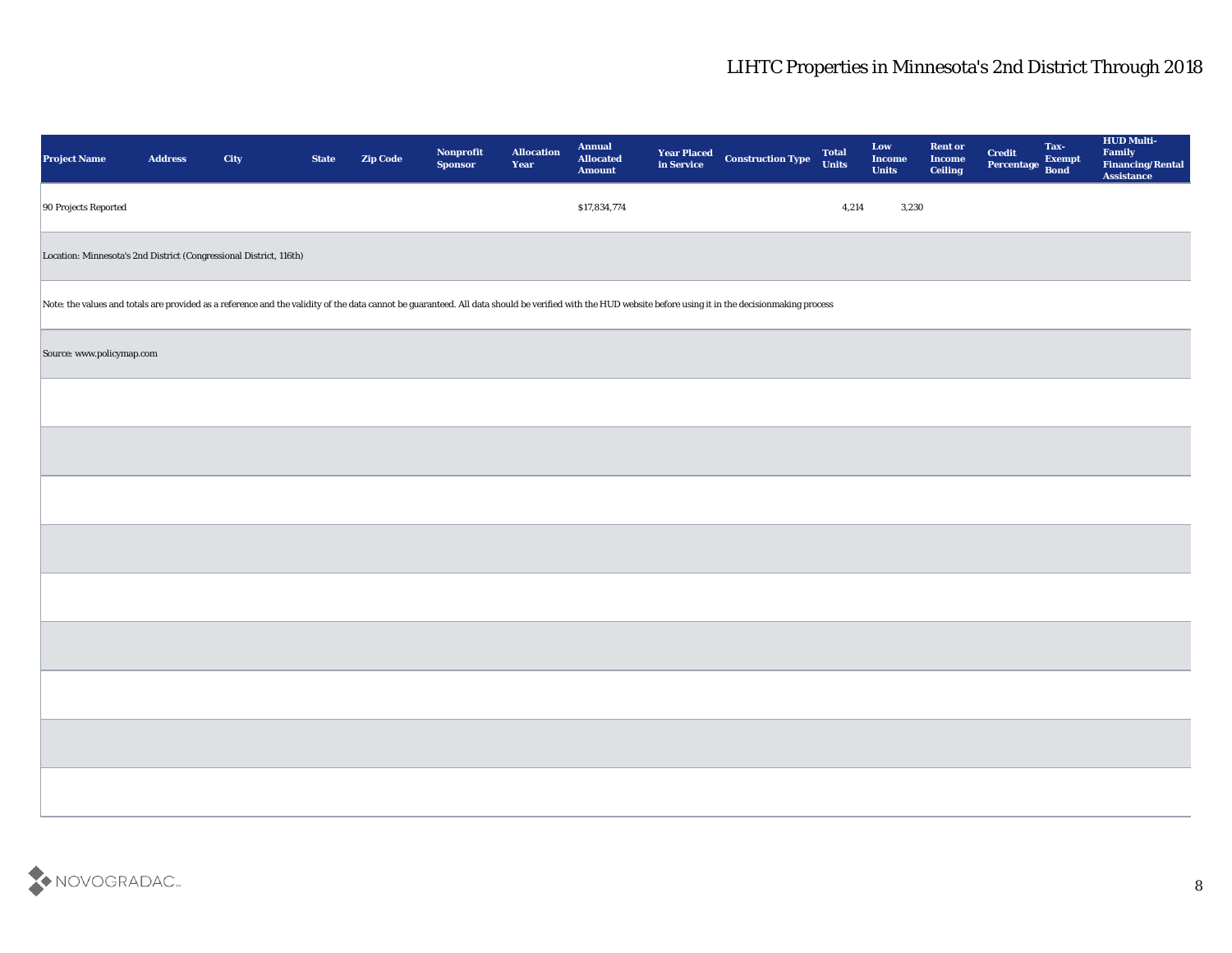| Project Name | Address | City | State | Zip Code | Nonprofit Sponsor | Allocation Year | Annual Allocated Amount | Year Placed in Service | Construction Type | Total Units | Low Income Units | Rent or Income Ceiling | Credit Percentage | Tax-Exempt Bond | HUD Multi-Family Financing/Rental Assistance |
|---|---|---|---|---|---|---|---|---|---|---|---|---|---|---|---|
| 90 Projects Reported | | | | | | | $17,834,774 | | | 4,214 | 3,230 | | | | |
| Location: Minnesota's 2nd District (Congressional District, 116th) | | | | | | | | | | | | | | | |
| Note: the values and totals are provided as a reference and the validity of the data cannot be guaranteed. All data should be verified with the HUD website before using it in the decisionmaking process | | | | | | | | | | | | | | | |
| Source: www.policymap.com | | | | | | | | | | | | | | | |